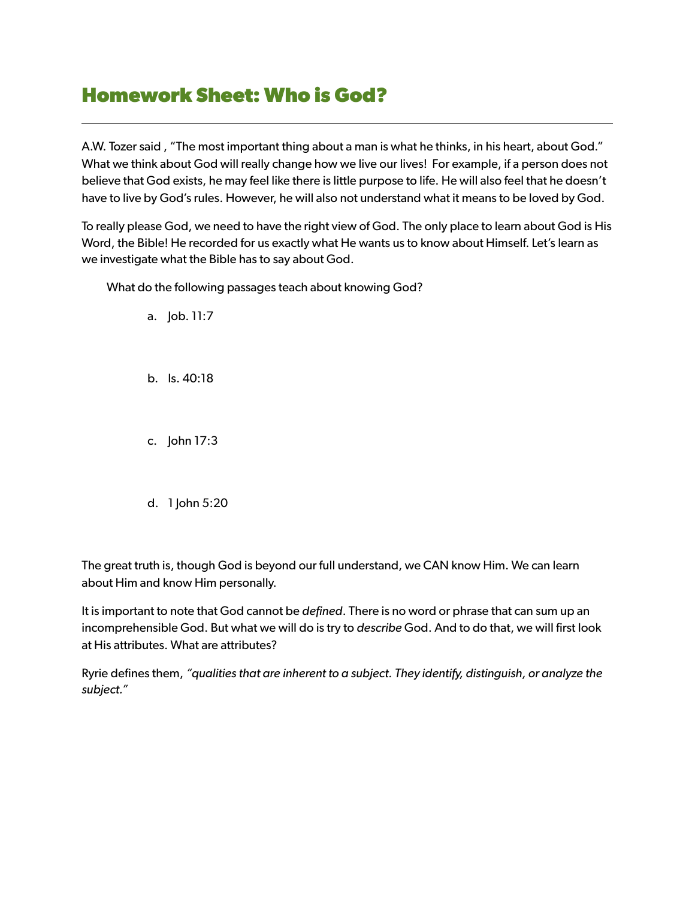# Homework Sheet: Who is God?

---

A.W. Tozer said , "The most important thing about a man is what he thinks, in his heart, about God." What we think about God will really change how we live our lives! For example, if a person does not believe that God exists, he may feel like there is little purpose to life. He will also feel that he doesn't have to live by God's rules. However, he will also not understand what it means to be loved by God.

To really please God, we need to have the right view of God. The only place to learn about God is His Word, the Bible! He recorded for us exactly what He wants us to know about Himself. Let's learn as we investigate what the Bible has to say about God.

What do the following passages teach about knowing God?

a. Job. 11:7

b. Is. 40:18

c. John 17:3

d. 1 John 5:20

The great truth is, though God is beyond our full understand, we CAN know Him. We can learn about Him and know Him personally.

It is important to note that God cannot be *defined*. There is no word or phrase that can sum up an incomprehensible God. But what we will do is try to *describe* God. And to do that, we will first look at His attributes. What are attributes?

Ryrie defines them, *"qualities that are inherent to a subject. They identify, distinguish, or analyze the subject."*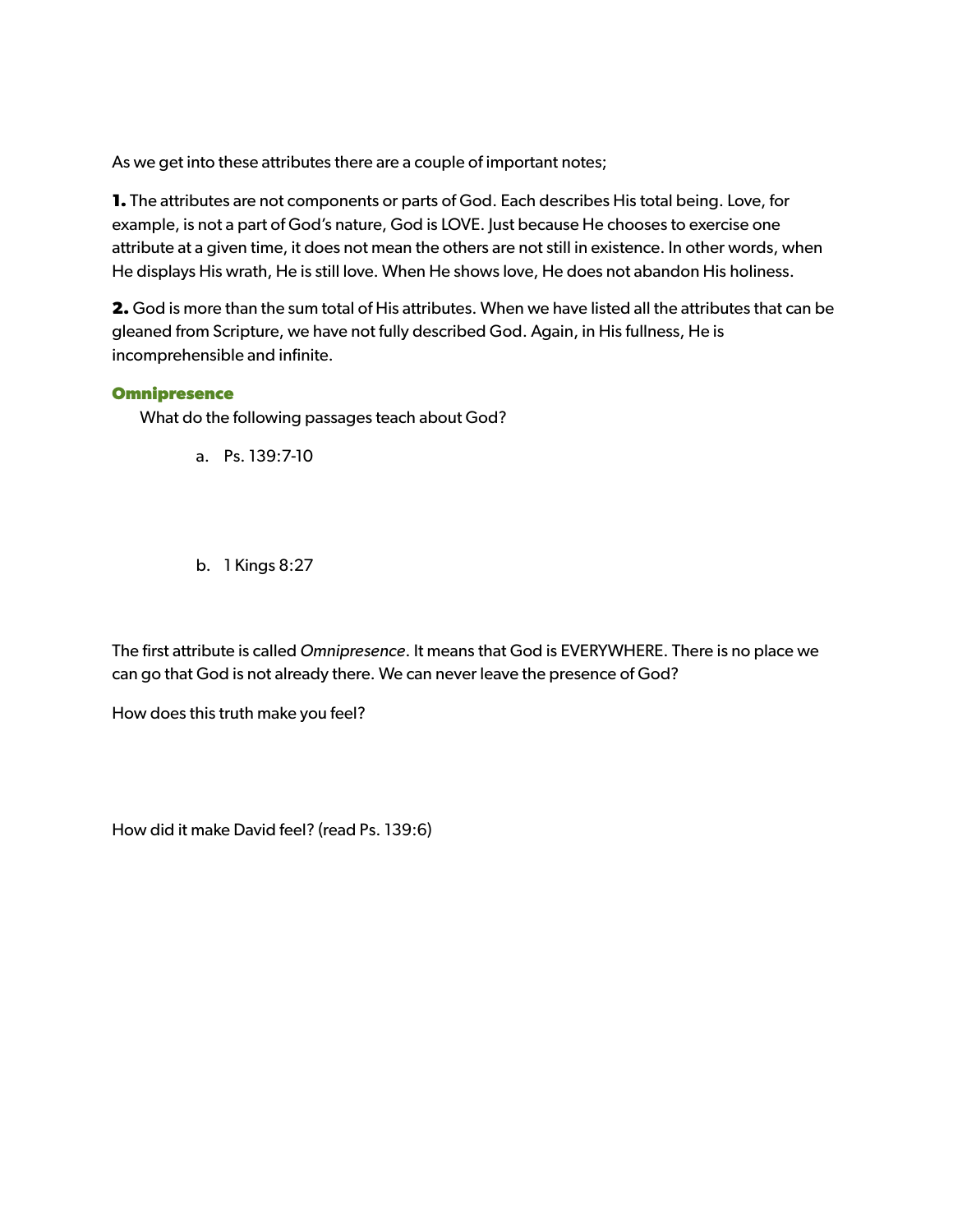As we get into these attributes there are a couple of important notes;

**1.** The attributes are not components or parts of God. Each describes His total being. Love, for example, is not a part of God's nature, God is LOVE. Just because He chooses to exercise one attribute at a given time, it does not mean the others are not still in existence. In other words, when He displays His wrath, He is still love. When He shows love, He does not abandon His holiness.

**2.** God is more than the sum total of His attributes. When we have listed all the attributes that can be gleaned from Scripture, we have not fully described God. Again, in His fullness, He is incomprehensible and infinite.

### Omnipresence

What do the following passages teach about God?

a. Ps. 139:7-10

b. 1 Kings 8:27

The first attribute is called *Omnipresence*. It means that God is EVERYWHERE. There is no place we can go that God is not already there. We can never leave the presence of God?

How does this truth make you feel?

How did it make David feel? (read Ps. 139:6)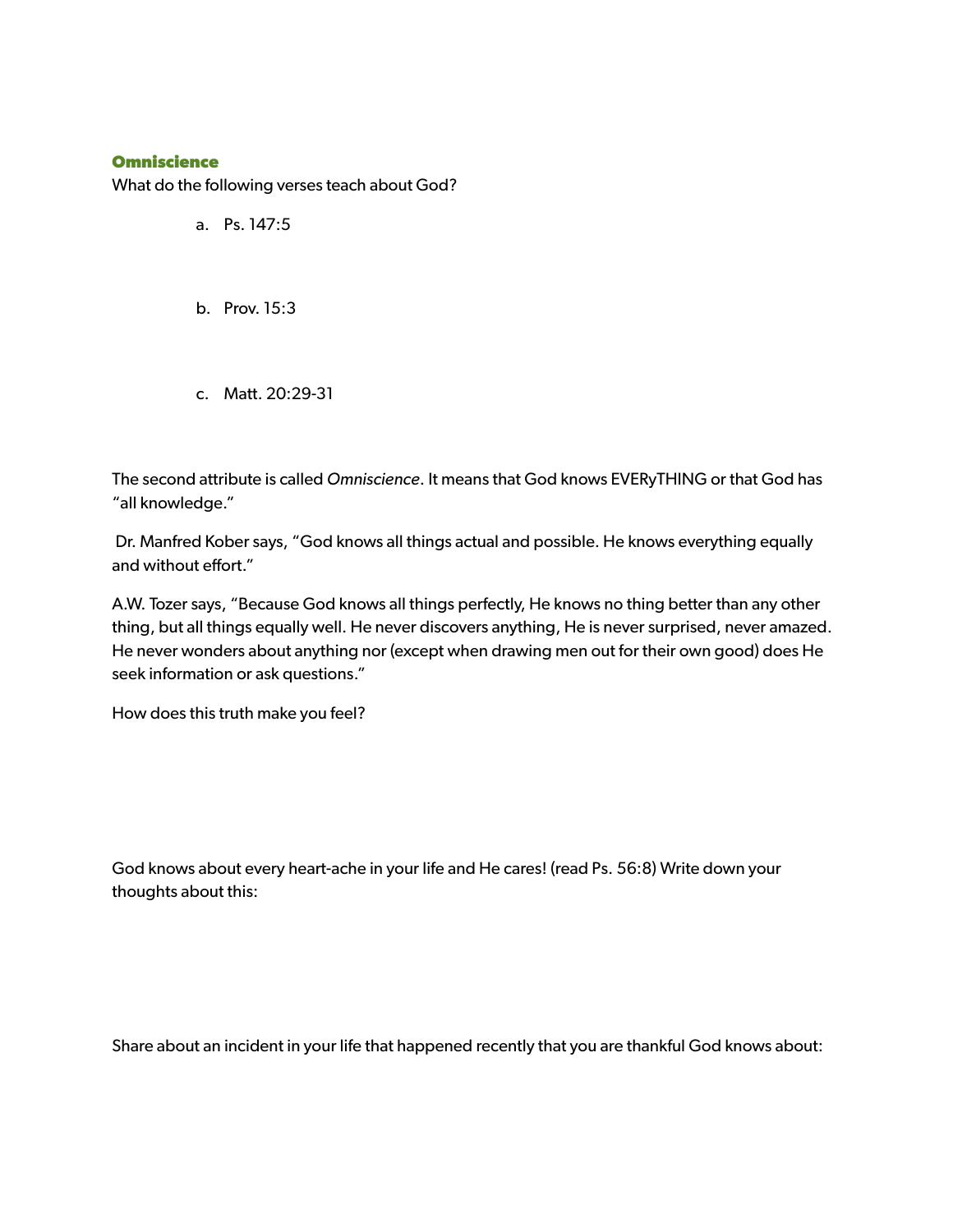### Omniscience

What do the following verses teach about God?

a. Ps. 147:5

b. Prov. 15:3

c. Matt. 20:29-31

The second attribute is called *Omniscience*. It means that God knows EVERyTHING or that God has "all knowledge."

Dr. Manfred Kober says, "God knows all things actual and possible. He knows everything equally and without effort."

A.W. Tozer says, "Because God knows all things perfectly, He knows no thing better than any other thing, but all things equally well. He never discovers anything, He is never surprised, never amazed. He never wonders about anything nor (except when drawing men out for their own good) does He seek information or ask questions."

How does this truth make you feel?

God knows about every heart-ache in your life and He cares! (read Ps. 56:8) Write down your thoughts about this:

Share about an incident in your life that happened recently that you are thankful God knows about: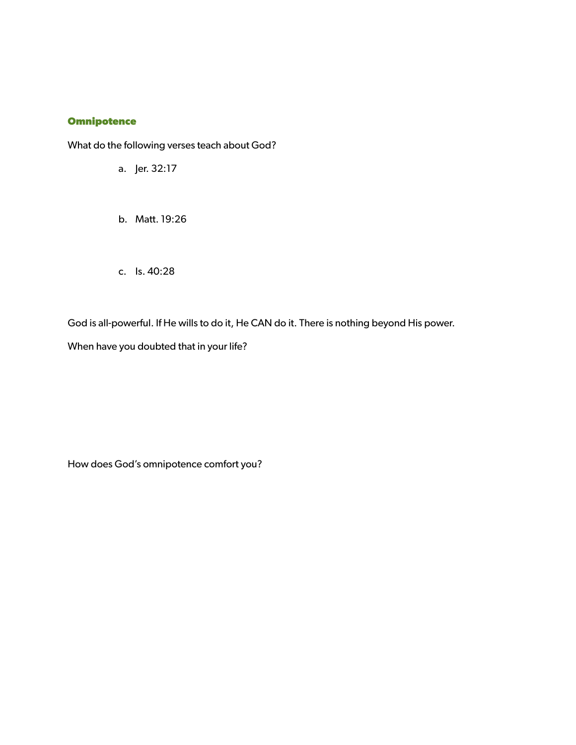## Omnipotence

What do the following verses teach about God?

a. Jer. 32:17

b. Matt. 19:26

c. Is. 40:28

God is all-powerful. If He wills to do it, He CAN do it. There is nothing beyond His power.

When have you doubted that in your life?

How does God's omnipotence comfort you?